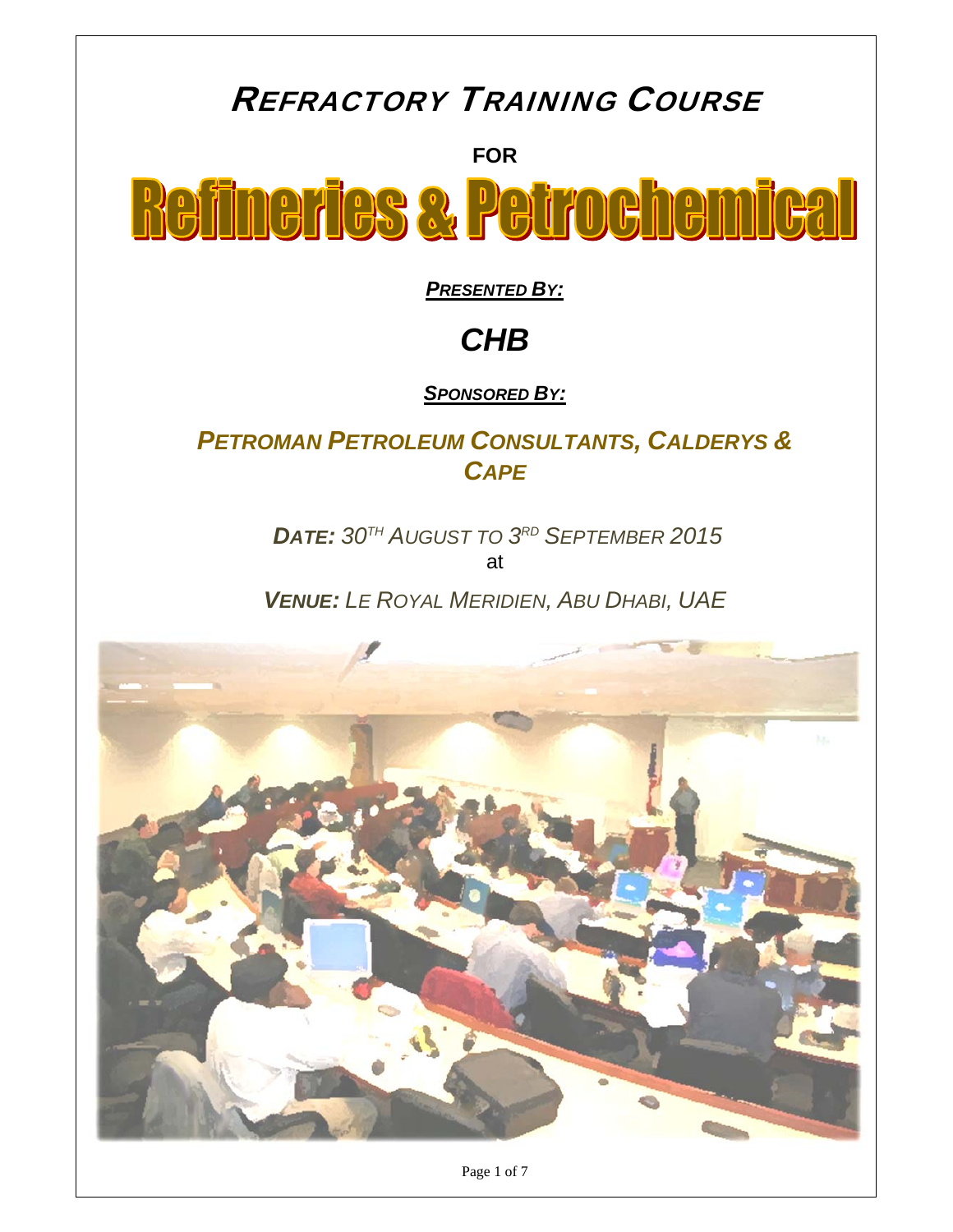# REFRACTORY TRAINING COURSE

**FOR**

# Refineries & Petrochemical

***PRESENTED BY:***

## *CHB*

***SPONSORED BY:***

***PETROMAN PETROLEUM CONSULTANTS, CALDERYS & CAPE***

***DATE:*** *30TH AUGUST TO 3RD SEPTEMBER 2015*

at

***VENUE:*** *LE ROYAL MERIDIEN, ABU DHABI, UAE*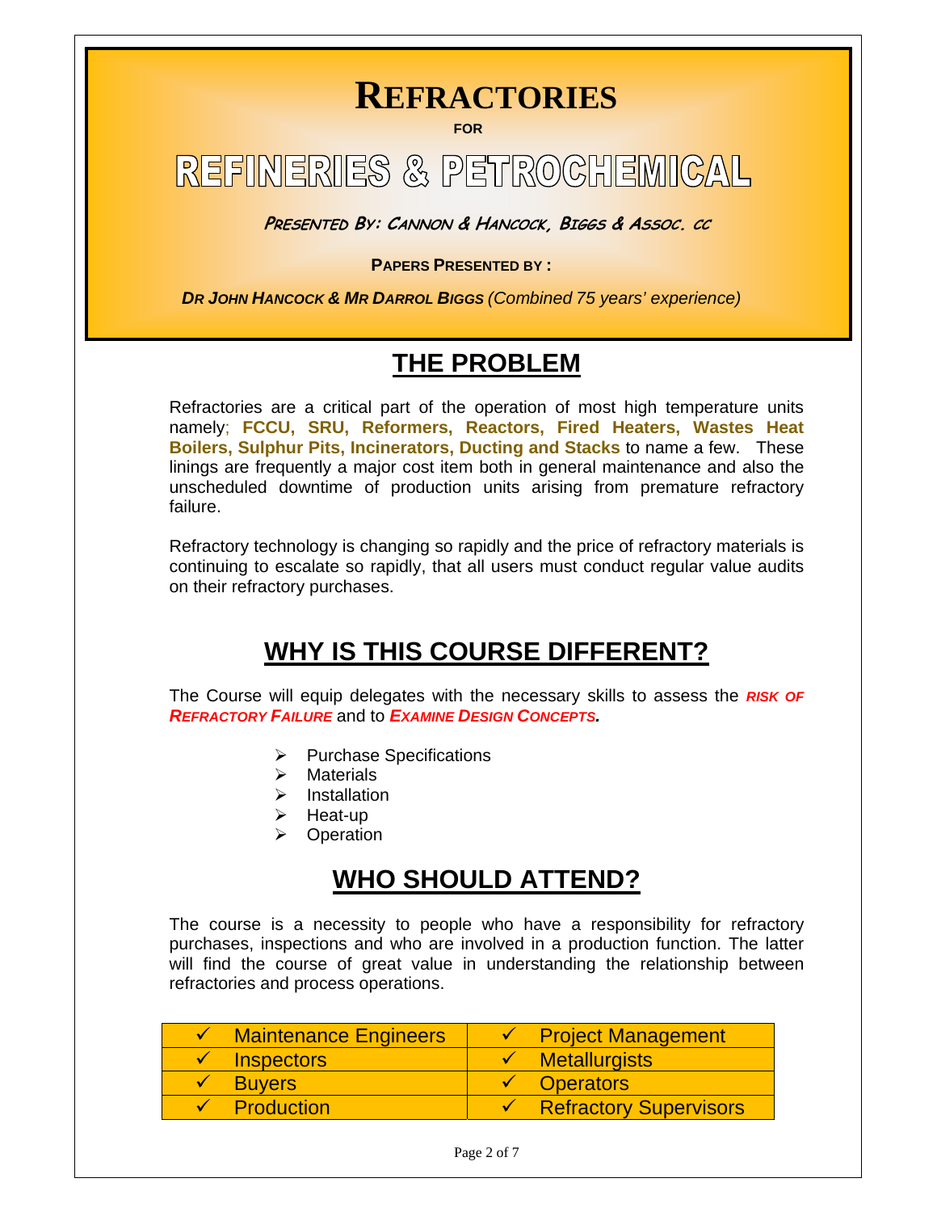# REFRACTORIES

**FOR**

# REFINERIES & PETROCHEMICAL

***PRESENTED BY: CANNON & HANCOCK, BIGGS & ASSOC. CC***

**PAPERS PRESENTED BY :**

***DR JOHN HANCOCK & MR DARROL BIGGS*** *(Combined 75 years' experience)*

## THE PROBLEM

Refractories are a critical part of the operation of most high temperature units namely; **FCCU, SRU, Reformers, Reactors, Fired Heaters, Wastes Heat Boilers, Sulphur Pits, Incinerators, Ducting and Stacks** to name a few. These linings are frequently a major cost item both in general maintenance and also the unscheduled downtime of production units arising from premature refractory failure.

Refractory technology is changing so rapidly and the price of refractory materials is continuing to escalate so rapidly, that all users must conduct regular value audits on their refractory purchases.

## WHY IS THIS COURSE DIFFERENT?

The Course will equip delegates with the necessary skills to assess the ***RISK OF REFRACTORY FAILURE*** and to ***EXAMINE DESIGN CONCEPTS.***

- Purchase Specifications
- Materials
- Installation
- Heat-up
- Operation

## WHO SHOULD ATTEND?

The course is a necessity to people who have a responsibility for refractory purchases, inspections and who are involved in a production function. The latter will find the course of great value in understanding the relationship between refractories and process operations.

| | |
|---|---|
| ✓ Maintenance Engineers | ✓ Project Management |
| ✓ Inspectors | ✓ Metallurgists |
| ✓ Buyers | ✓ Operators |
| ✓ Production | ✓ Refractory Supervisors |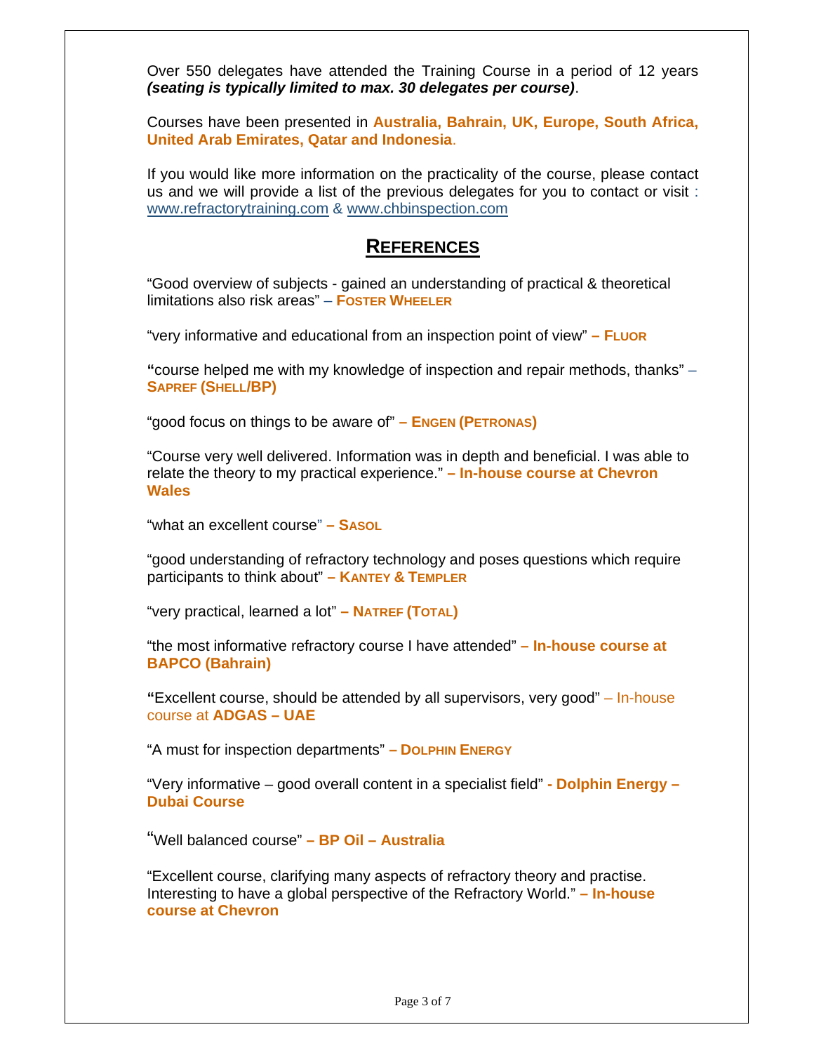Over 550 delegates have attended the Training Course in a period of 12 years ***(seating is typically limited to max. 30 delegates per course)***.

Courses have been presented in **Australia, Bahrain, UK, Europe, South Africa, United Arab Emirates, Qatar and Indonesia**.

If you would like more information on the practicality of the course, please contact us and we will provide a list of the previous delegates for you to contact or visit : www.refractorytraining.com & www.chbinspection.com

## REFERENCES

"Good overview of subjects - gained an understanding of practical & theoretical limitations also risk areas" – **FOSTER WHEELER**

"very informative and educational from an inspection point of view" **– FLUOR**

**"**course helped me with my knowledge of inspection and repair methods, thanks" – **SAPREF (SHELL/BP)**

"good focus on things to be aware of" **– ENGEN (PETRONAS)**

"Course very well delivered. Information was in depth and beneficial. I was able to relate the theory to my practical experience." **– In-house course at Chevron Wales**

"what an excellent course" **– SASOL**

"good understanding of refractory technology and poses questions which require participants to think about" **– KANTEY & TEMPLER**

"very practical, learned a lot" **– NATREF (TOTAL)**

"the most informative refractory course I have attended" **– In-house course at BAPCO (Bahrain)**

**"**Excellent course, should be attended by all supervisors, very good" – In-house course at **ADGAS – UAE**

"A must for inspection departments" **– DOLPHIN ENERGY**

"Very informative – good overall content in a specialist field" **- Dolphin Energy – Dubai Course**

"Well balanced course" **– BP Oil – Australia**

"Excellent course, clarifying many aspects of refractory theory and practise. Interesting to have a global perspective of the Refractory World." **– In-house course at Chevron**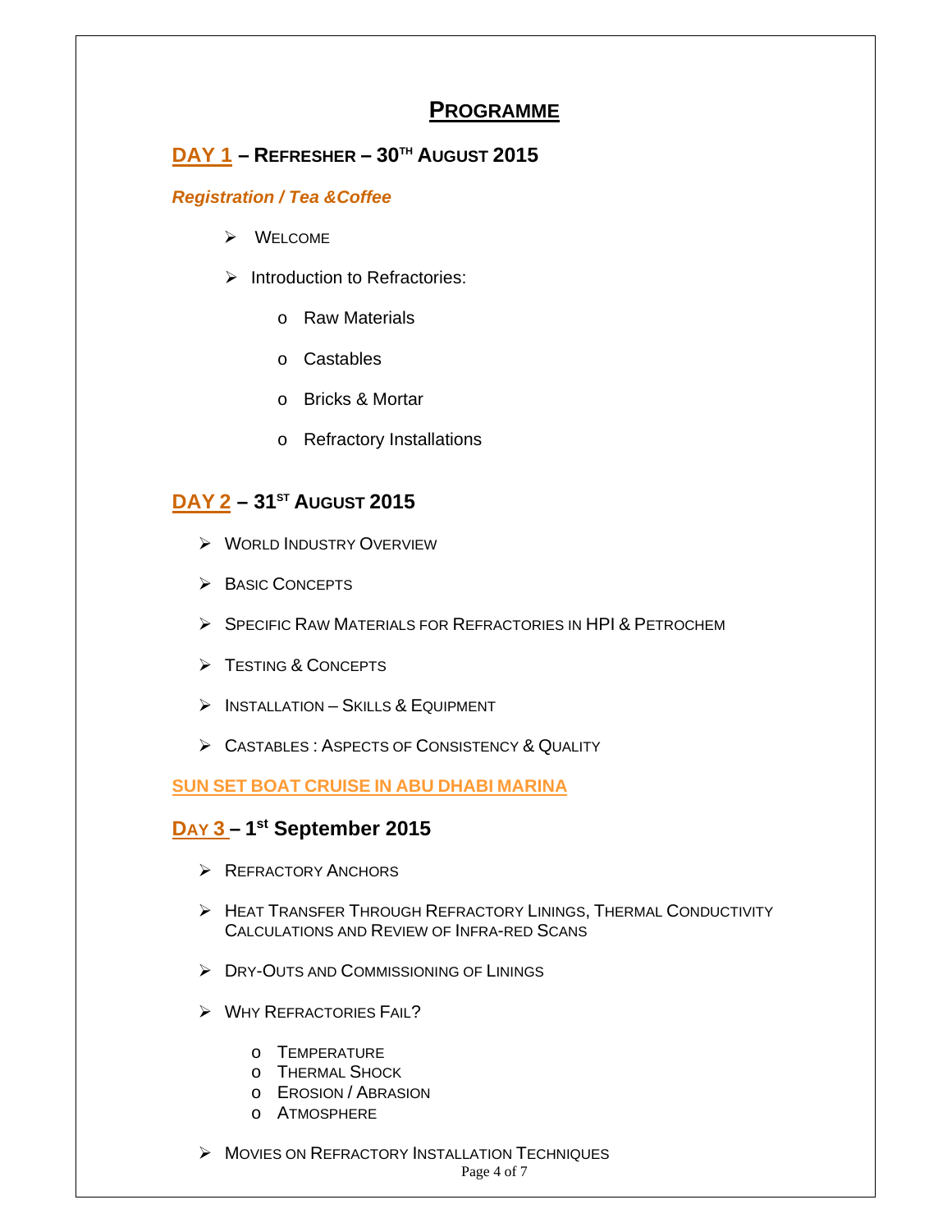# PROGRAMME

## DAY 1 – REFRESHER – 30TH AUGUST 2015

***Registration / Tea &Coffee***

- WELCOME
- Introduction to Refractories:
  - Raw Materials
  - Castables
  - Bricks & Mortar
  - Refractory Installations

## DAY 2 – 31ST AUGUST 2015

- WORLD INDUSTRY OVERVIEW
- BASIC CONCEPTS
- SPECIFIC RAW MATERIALS FOR REFRACTORIES IN HPI & PETROCHEM
- TESTING & CONCEPTS
- INSTALLATION – SKILLS & EQUIPMENT
- CASTABLES : ASPECTS OF CONSISTENCY & QUALITY

**SUN SET BOAT CRUISE IN ABU DHABI MARINA**

## DAY 3 – 1st September 2015

- REFRACTORY ANCHORS
- HEAT TRANSFER THROUGH REFRACTORY LININGS, THERMAL CONDUCTIVITY CALCULATIONS AND REVIEW OF INFRA-RED SCANS
- DRY-OUTS AND COMMISSIONING OF LININGS
- WHY REFRACTORIES FAIL?
  - TEMPERATURE
  - THERMAL SHOCK
  - EROSION / ABRASION
  - ATMOSPHERE
- MOVIES ON REFRACTORY INSTALLATION TECHNIQUES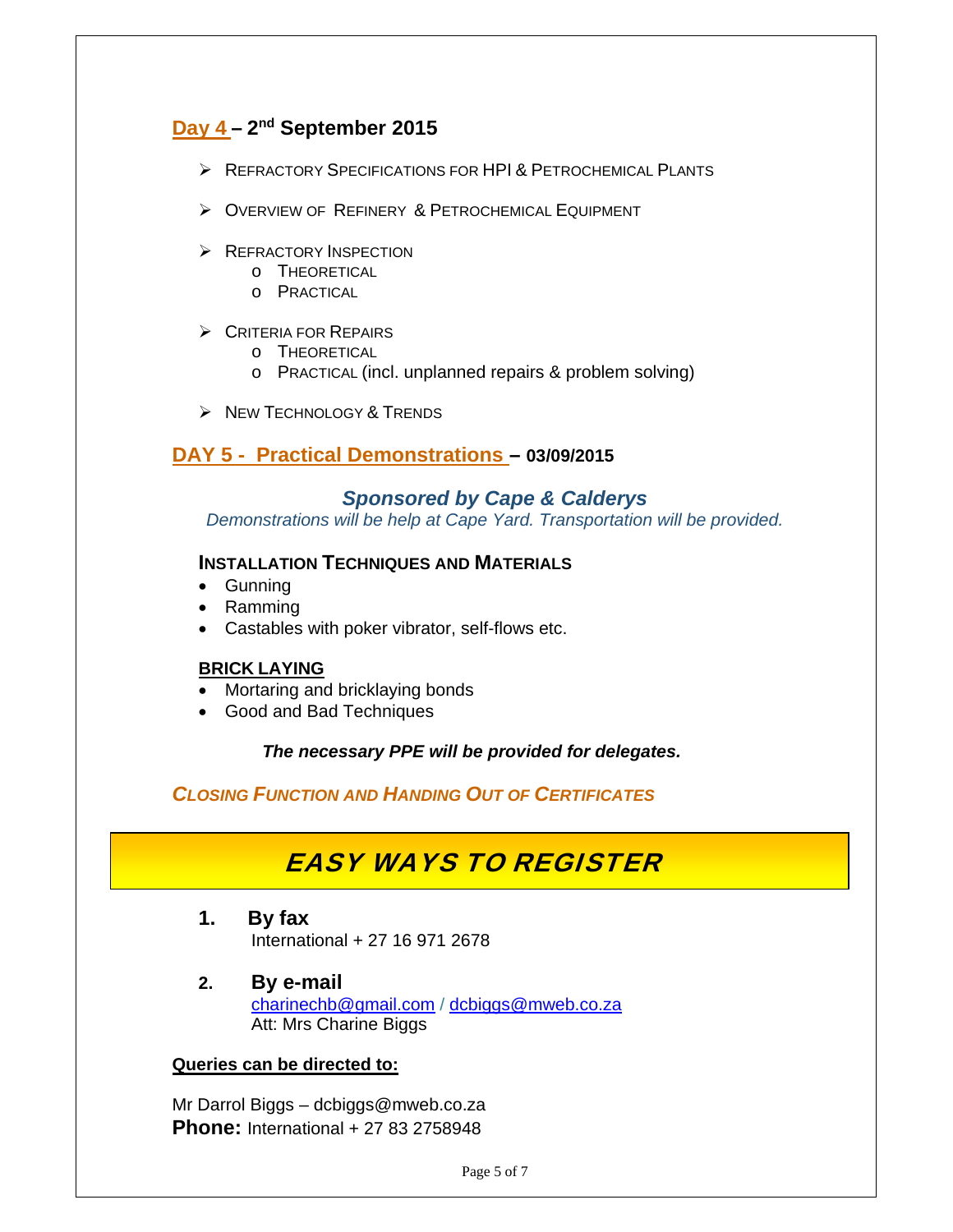## Day 4 – 2nd September 2015

- Refractory Specifications for HPI & Petrochemical Plants
- Overview of Refinery & Petrochemical Equipment
- Refractory Inspection
  - Theoretical
  - Practical
- Criteria for Repairs
  - Theoretical
  - Practical (incl. unplanned repairs & problem solving)
- New Technology & Trends

## DAY 5 - Practical Demonstrations – 03/09/2015

### *Sponsored by Cape & Calderys*

*Demonstrations will be help at Cape Yard. Transportation will be provided.*

**Installation Techniques and Materials**

- Gunning
- Ramming
- Castables with poker vibrator, self-flows etc.

**BRICK LAYING**

- Mortaring and bricklaying bonds
- Good and Bad Techniques

***The necessary PPE will be provided for delegates.***

***Closing Function and Handing Out of Certificates***

# *EASY WAYS TO REGISTER*

1. **By fax**
   International + 27 16 971 2678

2. **By e-mail**
   charinechb@gmail.com / dcbiggs@mweb.co.za
   Att: Mrs Charine Biggs

**Queries can be directed to:**

Mr Darrol Biggs – dcbiggs@mweb.co.za
**Phone:** International + 27 83 2758948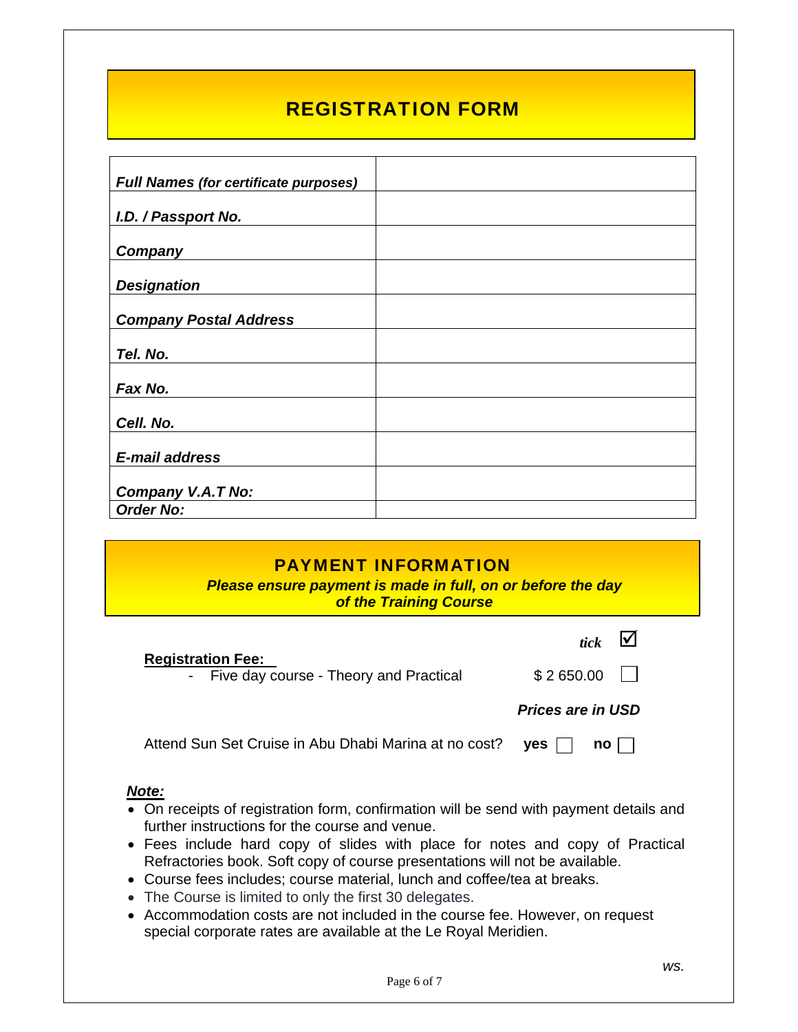# REGISTRATION FORM

| | |
|---|---|
| ***Full Names (for certificate purposes)*** | |
| ***I.D. / Passport No.*** | |
| ***Company*** | |
| ***Designation*** | |
| ***Company Postal Address*** | |
| ***Tel. No.*** | |
| ***Fax No.*** | |
| ***Cell. No.*** | |
| ***E-mail address*** | |
| ***Company V.A.T No:*** | |
| ***Order No:*** | |

## PAYMENT INFORMATION

***Please ensure payment is made in full, on or before the day of the Training Course***

*tick* ☑

**Registration Fee:**

- Five day course - Theory and Practical — $ 2 650.00 ☐

***Prices are in USD***

Attend Sun Set Cruise in Abu Dhabi Marina at no cost? **yes** ☐ **no** ☐

***Note:***

- On receipts of registration form, confirmation will be send with payment details and further instructions for the course and venue.
- Fees include hard copy of slides with place for notes and copy of Practical Refractories book. Soft copy of course presentations will not be available.
- Course fees includes; course material, lunch and coffee/tea at breaks.
- The Course is limited to only the first 30 delegates.
- Accommodation costs are not included in the course fee. However, on request special corporate rates are available at the Le Royal Meridien.

*ws.*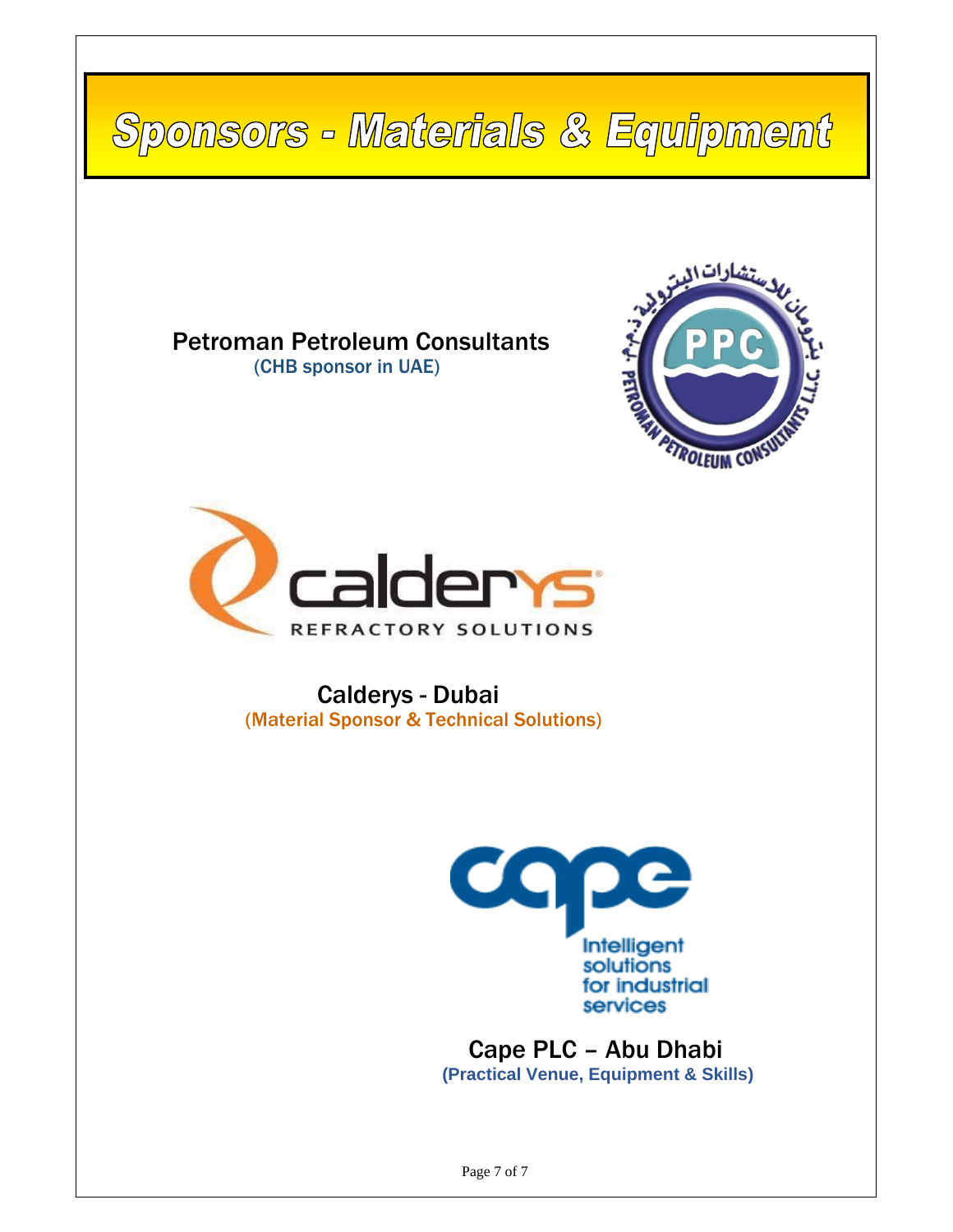# Sponsors - Materials & Equipment

Petroman Petroleum Consultants
(CHB sponsor in UAE)

Calderys - Dubai
(Material Sponsor & Technical Solutions)

Cape PLC – Abu Dhabi
**(Practical Venue, Equipment & Skills)**